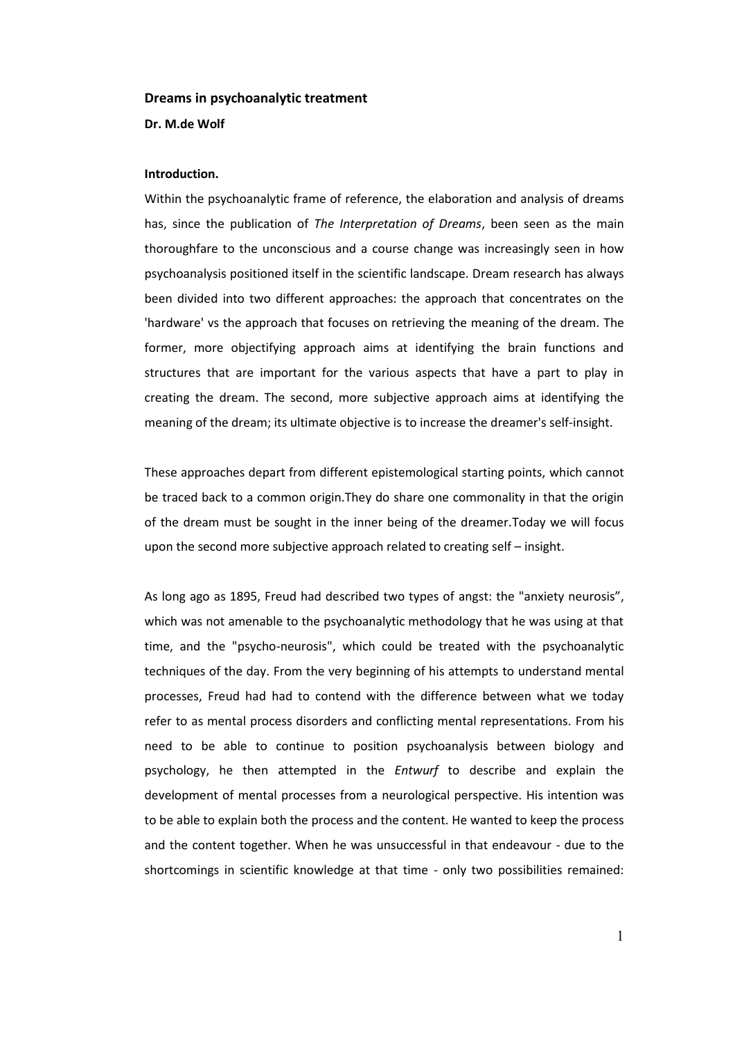**Dreams in psychoanalytic treatment**

**Dr. M.de Wolf**

**Introduction.**

Within the psychoanalytic frame of reference, the elaboration and analysis of dreams has, since the publication of *The Interpretation of Dreams*, been seen as the main thoroughfare to the unconscious and a course change was increasingly seen in how psychoanalysis positioned itself in the scientific landscape. Dream research has always been divided into two different approaches: the approach that concentrates on the 'hardware' vs the approach that focuses on retrieving the meaning of the dream. The former, more objectifying approach aims at identifying the brain functions and structures that are important for the various aspects that have a part to play in creating the dream. The second, more subjective approach aims at identifying the meaning of the dream; its ultimate objective is to increase the dreamer's self-insight.

These approaches depart from different epistemological starting points, which cannot be traced back to a common origin.They do share one commonality in that the origin of the dream must be sought in the inner being of the dreamer.Today we will focus upon the second more subjective approach related to creating self – insight.

As long ago as 1895, Freud had described two types of angst: the "anxiety neurosis", which was not amenable to the psychoanalytic methodology that he was using at that time, and the "psycho-neurosis", which could be treated with the psychoanalytic techniques of the day. From the very beginning of his attempts to understand mental processes, Freud had had to contend with the difference between what we today refer to as mental process disorders and conflicting mental representations. From his need to be able to continue to position psychoanalysis between biology and psychology, he then attempted in the *Entwurf* to describe and explain the development of mental processes from a neurological perspective. His intention was to be able to explain both the process and the content. He wanted to keep the process and the content together. When he was unsuccessful in that endeavour - due to the shortcomings in scientific knowledge at that time - only two possibilities remained: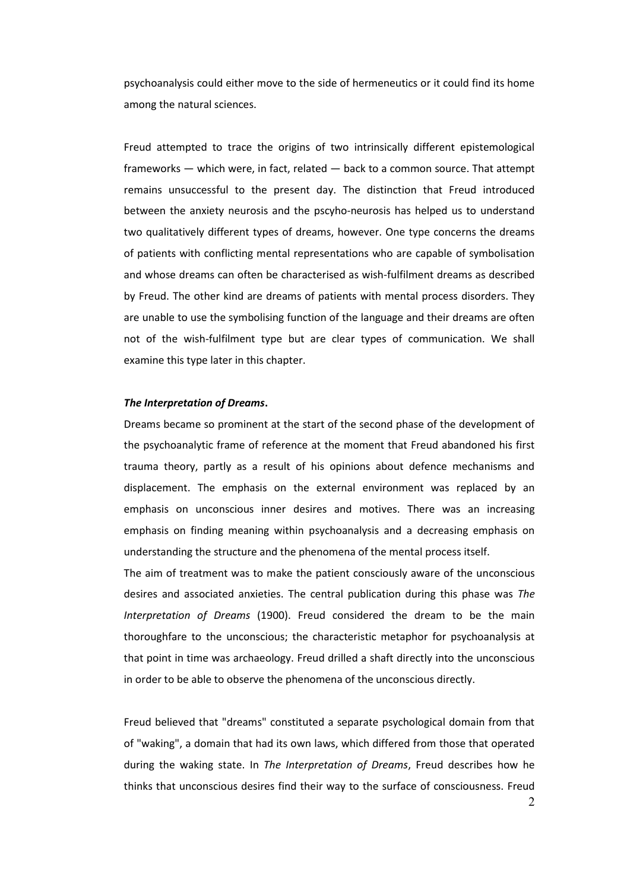psychoanalysis could either move to the side of hermeneutics or it could find its home among the natural sciences.

Freud attempted to trace the origins of two intrinsically different epistemological frameworks — which were, in fact, related — back to a common source. That attempt remains unsuccessful to the present day. The distinction that Freud introduced between the anxiety neurosis and the pscyho-neurosis has helped us to understand two qualitatively different types of dreams, however. One type concerns the dreams of patients with conflicting mental representations who are capable of symbolisation and whose dreams can often be characterised as wish-fulfilment dreams as described by Freud. The other kind are dreams of patients with mental process disorders. They are unable to use the symbolising function of the language and their dreams are often not of the wish-fulfilment type but are clear types of communication. We shall examine this type later in this chapter.

### ***The Interpretation of Dreams*.**

Dreams became so prominent at the start of the second phase of the development of the psychoanalytic frame of reference at the moment that Freud abandoned his first trauma theory, partly as a result of his opinions about defence mechanisms and displacement. The emphasis on the external environment was replaced by an emphasis on unconscious inner desires and motives. There was an increasing emphasis on finding meaning within psychoanalysis and a decreasing emphasis on understanding the structure and the phenomena of the mental process itself.

The aim of treatment was to make the patient consciously aware of the unconscious desires and associated anxieties. The central publication during this phase was *The Interpretation of Dreams* (1900). Freud considered the dream to be the main thoroughfare to the unconscious; the characteristic metaphor for psychoanalysis at that point in time was archaeology. Freud drilled a shaft directly into the unconscious in order to be able to observe the phenomena of the unconscious directly.

Freud believed that "dreams" constituted a separate psychological domain from that of "waking", a domain that had its own laws, which differed from those that operated during the waking state. In *The Interpretation of Dreams*, Freud describes how he thinks that unconscious desires find their way to the surface of consciousness. Freud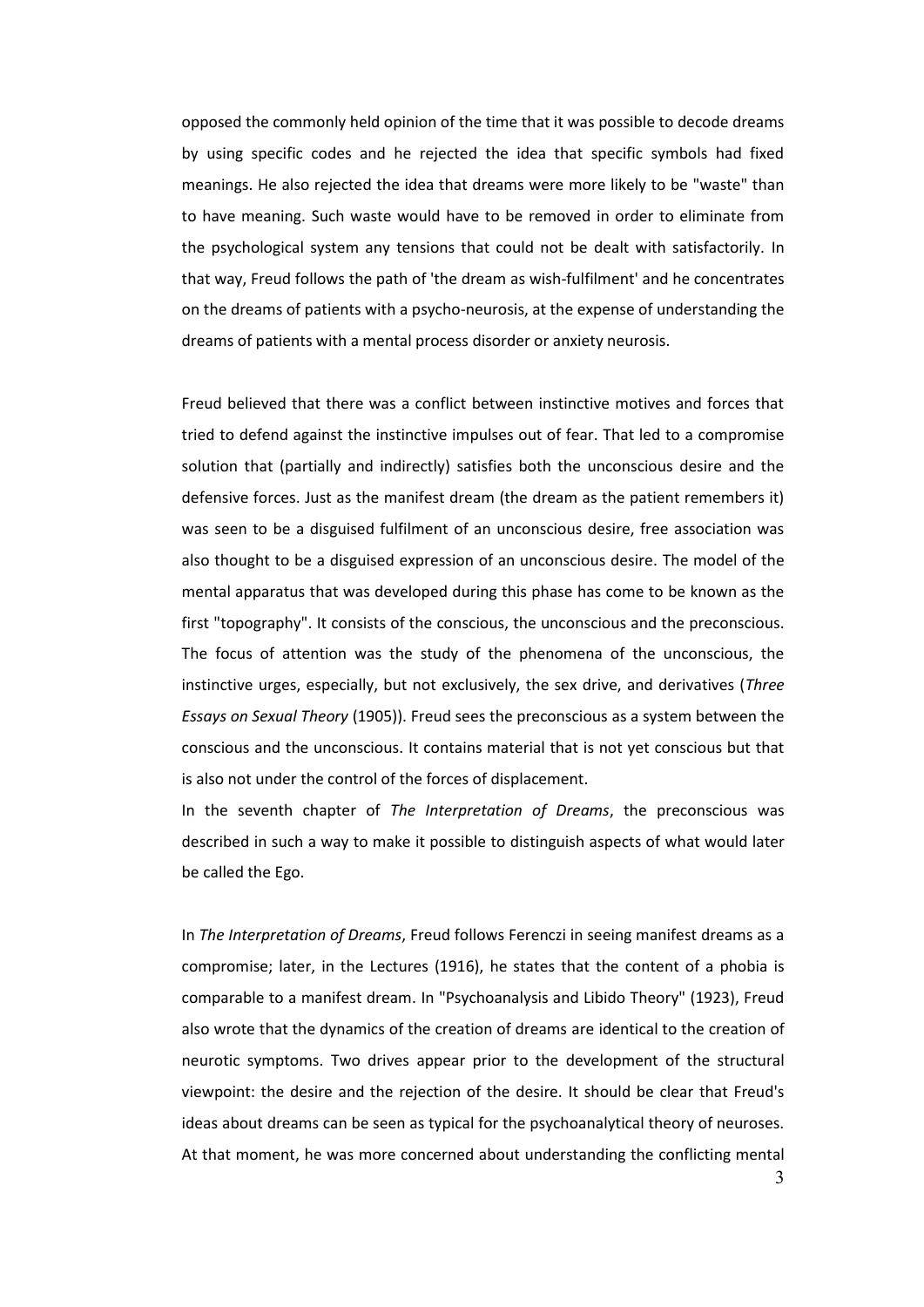opposed the commonly held opinion of the time that it was possible to decode dreams by using specific codes and he rejected the idea that specific symbols had fixed meanings. He also rejected the idea that dreams were more likely to be "waste" than to have meaning. Such waste would have to be removed in order to eliminate from the psychological system any tensions that could not be dealt with satisfactorily. In that way, Freud follows the path of 'the dream as wish-fulfilment' and he concentrates on the dreams of patients with a psycho-neurosis, at the expense of understanding the dreams of patients with a mental process disorder or anxiety neurosis.

Freud believed that there was a conflict between instinctive motives and forces that tried to defend against the instinctive impulses out of fear. That led to a compromise solution that (partially and indirectly) satisfies both the unconscious desire and the defensive forces. Just as the manifest dream (the dream as the patient remembers it) was seen to be a disguised fulfilment of an unconscious desire, free association was also thought to be a disguised expression of an unconscious desire. The model of the mental apparatus that was developed during this phase has come to be known as the first "topography". It consists of the conscious, the unconscious and the preconscious. The focus of attention was the study of the phenomena of the unconscious, the instinctive urges, especially, but not exclusively, the sex drive, and derivatives (*Three Essays on Sexual Theory* (1905)). Freud sees the preconscious as a system between the conscious and the unconscious. It contains material that is not yet conscious but that is also not under the control of the forces of displacement.

In the seventh chapter of *The Interpretation of Dreams*, the preconscious was described in such a way to make it possible to distinguish aspects of what would later be called the Ego.

In *The Interpretation of Dreams*, Freud follows Ferenczi in seeing manifest dreams as a compromise; later, in the Lectures (1916), he states that the content of a phobia is comparable to a manifest dream. In "Psychoanalysis and Libido Theory" (1923), Freud also wrote that the dynamics of the creation of dreams are identical to the creation of neurotic symptoms. Two drives appear prior to the development of the structural viewpoint: the desire and the rejection of the desire. It should be clear that Freud's ideas about dreams can be seen as typical for the psychoanalytical theory of neuroses. At that moment, he was more concerned about understanding the conflicting mental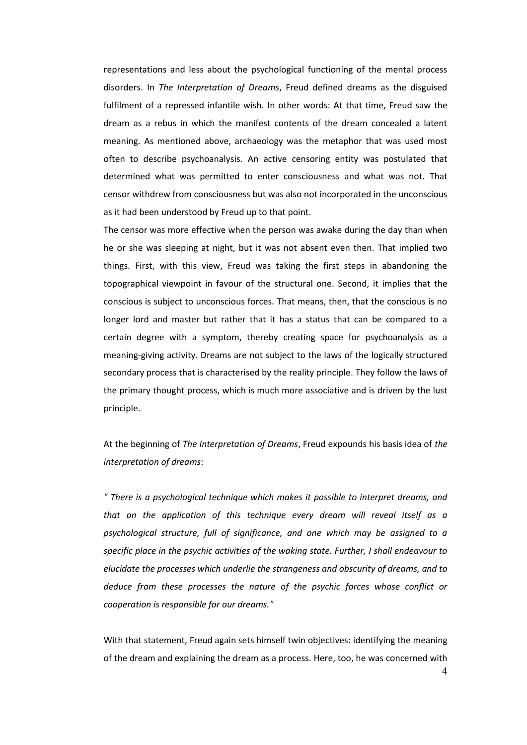representations and less about the psychological functioning of the mental process disorders. In *The Interpretation of Dreams*, Freud defined dreams as the disguised fulfilment of a repressed infantile wish. In other words: At that time, Freud saw the dream as a rebus in which the manifest contents of the dream concealed a latent meaning. As mentioned above, archaeology was the metaphor that was used most often to describe psychoanalysis. An active censoring entity was postulated that determined what was permitted to enter consciousness and what was not. That censor withdrew from consciousness but was also not incorporated in the unconscious as it had been understood by Freud up to that point.

The censor was more effective when the person was awake during the day than when he or she was sleeping at night, but it was not absent even then. That implied two things. First, with this view, Freud was taking the first steps in abandoning the topographical viewpoint in favour of the structural one. Second, it implies that the conscious is subject to unconscious forces. That means, then, that the conscious is no longer lord and master but rather that it has a status that can be compared to a certain degree with a symptom, thereby creating space for psychoanalysis as a meaning-giving activity. Dreams are not subject to the laws of the logically structured secondary process that is characterised by the reality principle. They follow the laws of the primary thought process, which is much more associative and is driven by the lust principle.

At the beginning of *The Interpretation of Dreams*, Freud expounds his basis idea of *the interpretation of dreams*:

*" There is a psychological technique which makes it possible to interpret dreams, and that on the application of this technique every dream will reveal itself as a psychological structure, full of significance, and one which may be assigned to a specific place in the psychic activities of the waking state. Further, I shall endeavour to elucidate the processes which underlie the strangeness and obscurity of dreams, and to deduce from these processes the nature of the psychic forces whose conflict or cooperation is responsible for our dreams."*

With that statement, Freud again sets himself twin objectives: identifying the meaning of the dream and explaining the dream as a process. Here, too, he was concerned with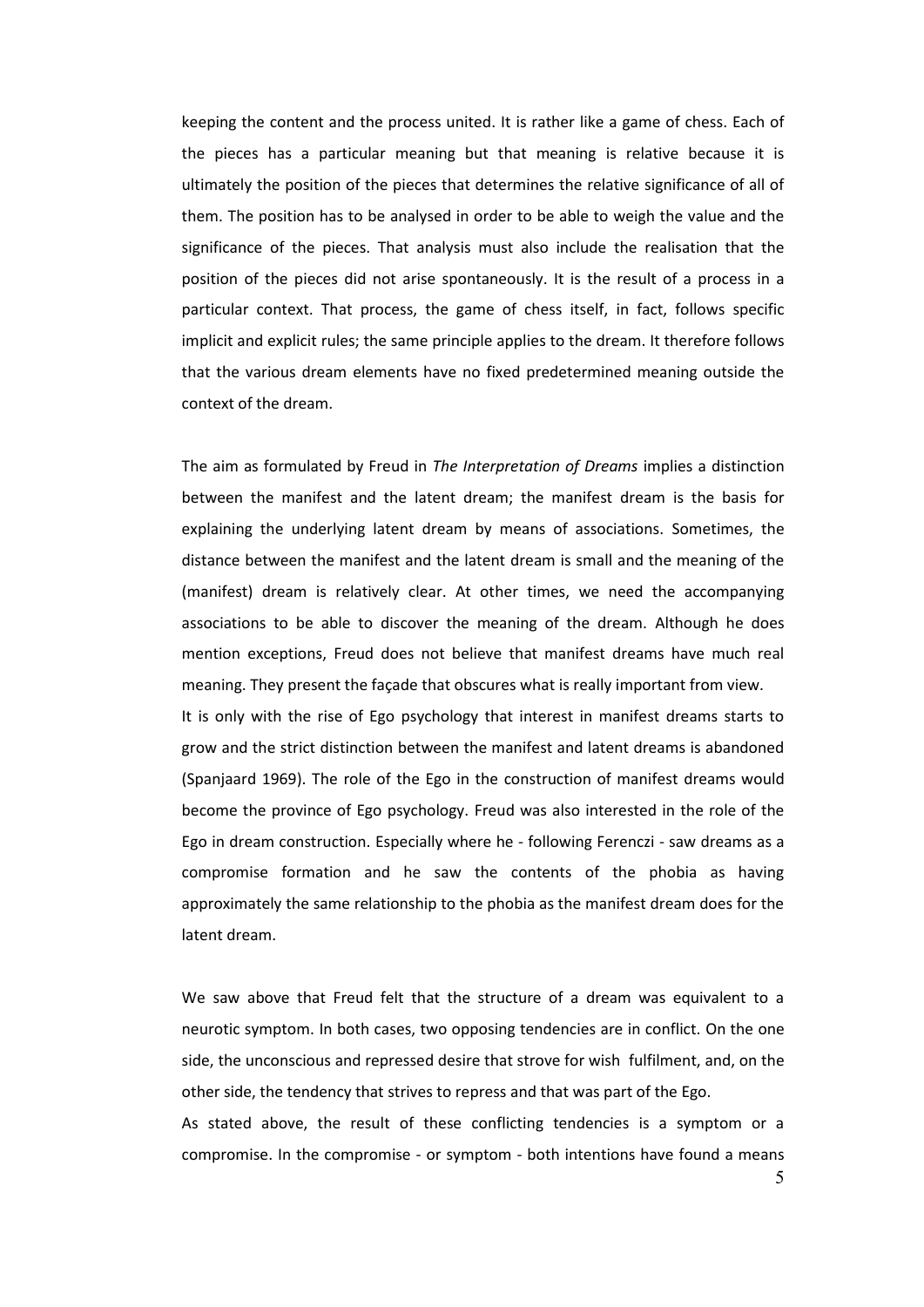keeping the content and the process united. It is rather like a game of chess. Each of the pieces has a particular meaning but that meaning is relative because it is ultimately the position of the pieces that determines the relative significance of all of them. The position has to be analysed in order to be able to weigh the value and the significance of the pieces. That analysis must also include the realisation that the position of the pieces did not arise spontaneously. It is the result of a process in a particular context. That process, the game of chess itself, in fact, follows specific implicit and explicit rules; the same principle applies to the dream. It therefore follows that the various dream elements have no fixed predetermined meaning outside the context of the dream.

The aim as formulated by Freud in *The Interpretation of Dreams* implies a distinction between the manifest and the latent dream; the manifest dream is the basis for explaining the underlying latent dream by means of associations. Sometimes, the distance between the manifest and the latent dream is small and the meaning of the (manifest) dream is relatively clear. At other times, we need the accompanying associations to be able to discover the meaning of the dream. Although he does mention exceptions, Freud does not believe that manifest dreams have much real meaning. They present the façade that obscures what is really important from view.

It is only with the rise of Ego psychology that interest in manifest dreams starts to grow and the strict distinction between the manifest and latent dreams is abandoned (Spanjaard 1969). The role of the Ego in the construction of manifest dreams would become the province of Ego psychology. Freud was also interested in the role of the Ego in dream construction. Especially where he - following Ferenczi - saw dreams as a compromise formation and he saw the contents of the phobia as having approximately the same relationship to the phobia as the manifest dream does for the latent dream.

We saw above that Freud felt that the structure of a dream was equivalent to a neurotic symptom. In both cases, two opposing tendencies are in conflict. On the one side, the unconscious and repressed desire that strove for wish fulfilment, and, on the other side, the tendency that strives to repress and that was part of the Ego.

As stated above, the result of these conflicting tendencies is a symptom or a compromise. In the compromise - or symptom - both intentions have found a means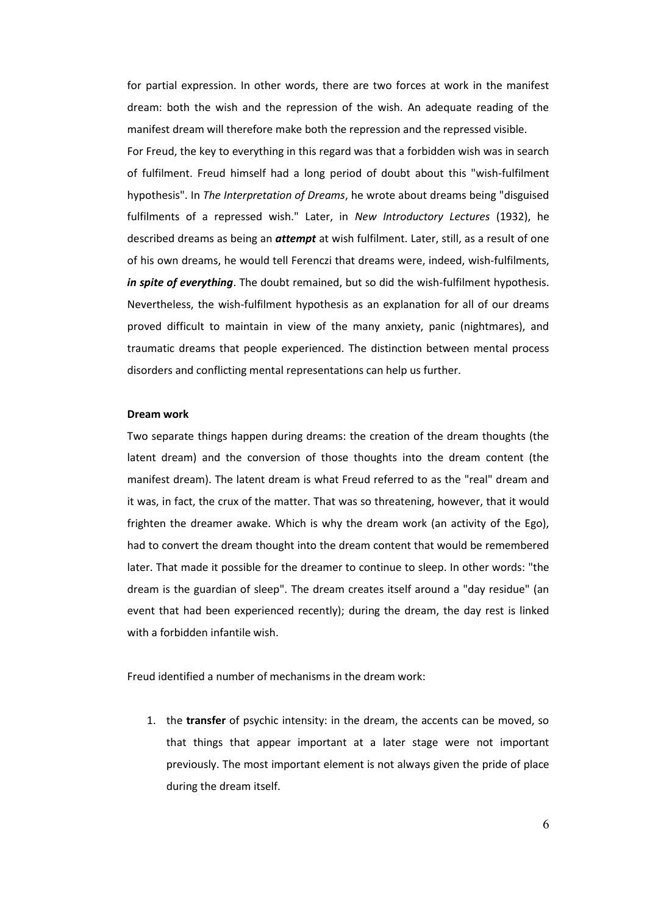for partial expression. In other words, there are two forces at work in the manifest dream: both the wish and the repression of the wish. An adequate reading of the manifest dream will therefore make both the repression and the repressed visible.

For Freud, the key to everything in this regard was that a forbidden wish was in search of fulfilment. Freud himself had a long period of doubt about this "wish-fulfilment hypothesis". In *The Interpretation of Dreams*, he wrote about dreams being "disguised fulfilments of a repressed wish." Later, in *New Introductory Lectures* (1932), he described dreams as being an ***attempt*** at wish fulfilment. Later, still, as a result of one of his own dreams, he would tell Ferenczi that dreams were, indeed, wish-fulfilments, ***in spite of everything***. The doubt remained, but so did the wish-fulfilment hypothesis. Nevertheless, the wish-fulfilment hypothesis as an explanation for all of our dreams proved difficult to maintain in view of the many anxiety, panic (nightmares), and traumatic dreams that people experienced. The distinction between mental process disorders and conflicting mental representations can help us further.

**Dream work**

Two separate things happen during dreams: the creation of the dream thoughts (the latent dream) and the conversion of those thoughts into the dream content (the manifest dream). The latent dream is what Freud referred to as the "real" dream and it was, in fact, the crux of the matter. That was so threatening, however, that it would frighten the dreamer awake. Which is why the dream work (an activity of the Ego), had to convert the dream thought into the dream content that would be remembered later. That made it possible for the dreamer to continue to sleep. In other words: "the dream is the guardian of sleep". The dream creates itself around a "day residue" (an event that had been experienced recently); during the dream, the day rest is linked with a forbidden infantile wish.

Freud identified a number of mechanisms in the dream work:

1. the **transfer** of psychic intensity: in the dream, the accents can be moved, so that things that appear important at a later stage were not important previously. The most important element is not always given the pride of place during the dream itself.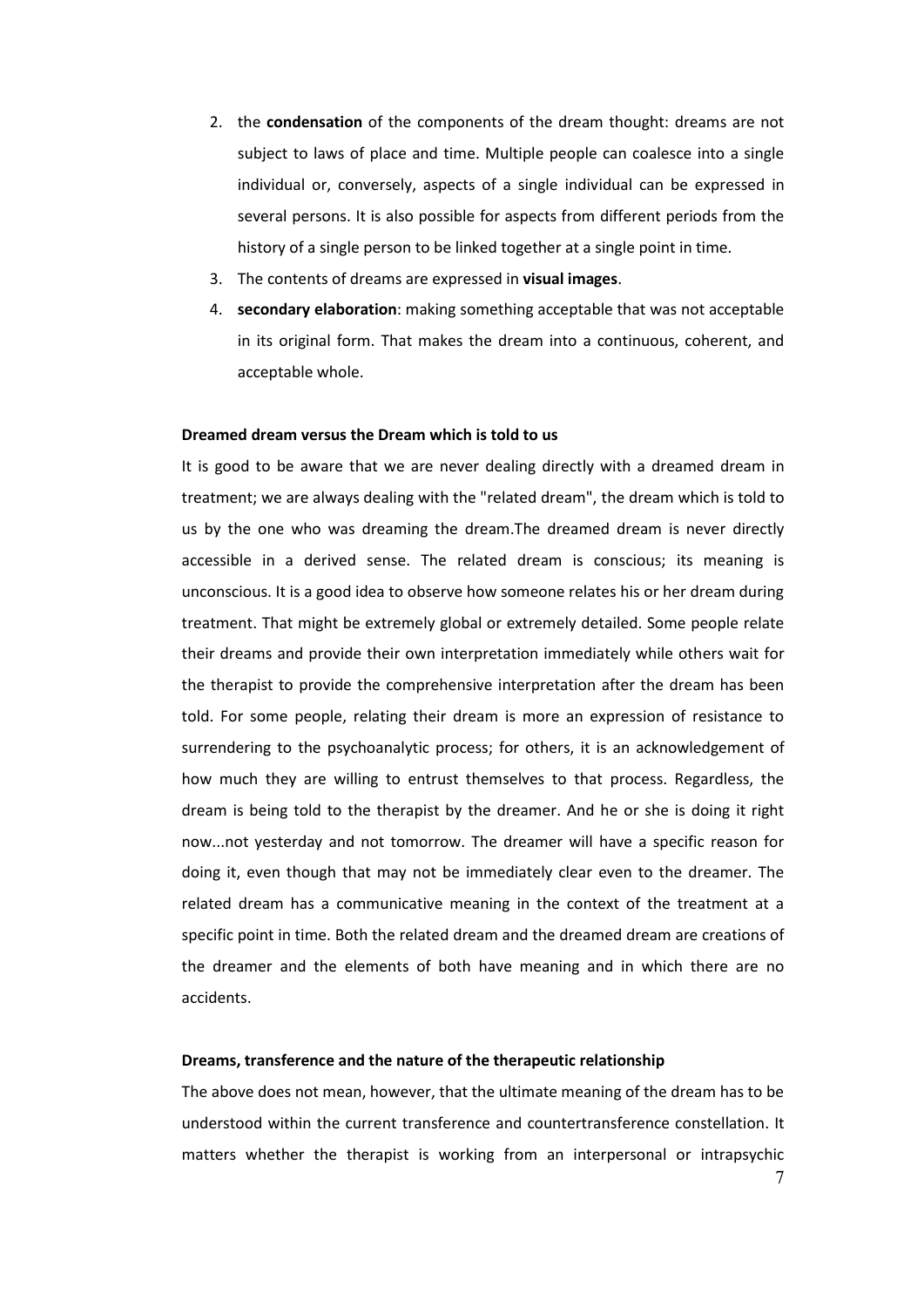2. the **condensation** of the components of the dream thought: dreams are not subject to laws of place and time. Multiple people can coalesce into a single individual or, conversely, aspects of a single individual can be expressed in several persons. It is also possible for aspects from different periods from the history of a single person to be linked together at a single point in time.
3. The contents of dreams are expressed in **visual images**.
4. **secondary elaboration**: making something acceptable that was not acceptable in its original form. That makes the dream into a continuous, coherent, and acceptable whole.

**Dreamed dream versus the Dream which is told to us**

It is good to be aware that we are never dealing directly with a dreamed dream in treatment; we are always dealing with the "related dream", the dream which is told to us by the one who was dreaming the dream.The dreamed dream is never directly accessible in a derived sense. The related dream is conscious; its meaning is unconscious. It is a good idea to observe how someone relates his or her dream during treatment. That might be extremely global or extremely detailed. Some people relate their dreams and provide their own interpretation immediately while others wait for the therapist to provide the comprehensive interpretation after the dream has been told. For some people, relating their dream is more an expression of resistance to surrendering to the psychoanalytic process; for others, it is an acknowledgement of how much they are willing to entrust themselves to that process. Regardless, the dream is being told to the therapist by the dreamer. And he or she is doing it right now...not yesterday and not tomorrow. The dreamer will have a specific reason for doing it, even though that may not be immediately clear even to the dreamer. The related dream has a communicative meaning in the context of the treatment at a specific point in time. Both the related dream and the dreamed dream are creations of the dreamer and the elements of both have meaning and in which there are no accidents.

**Dreams, transference and the nature of the therapeutic relationship**

The above does not mean, however, that the ultimate meaning of the dream has to be understood within the current transference and countertransference constellation. It matters whether the therapist is working from an interpersonal or intrapsychic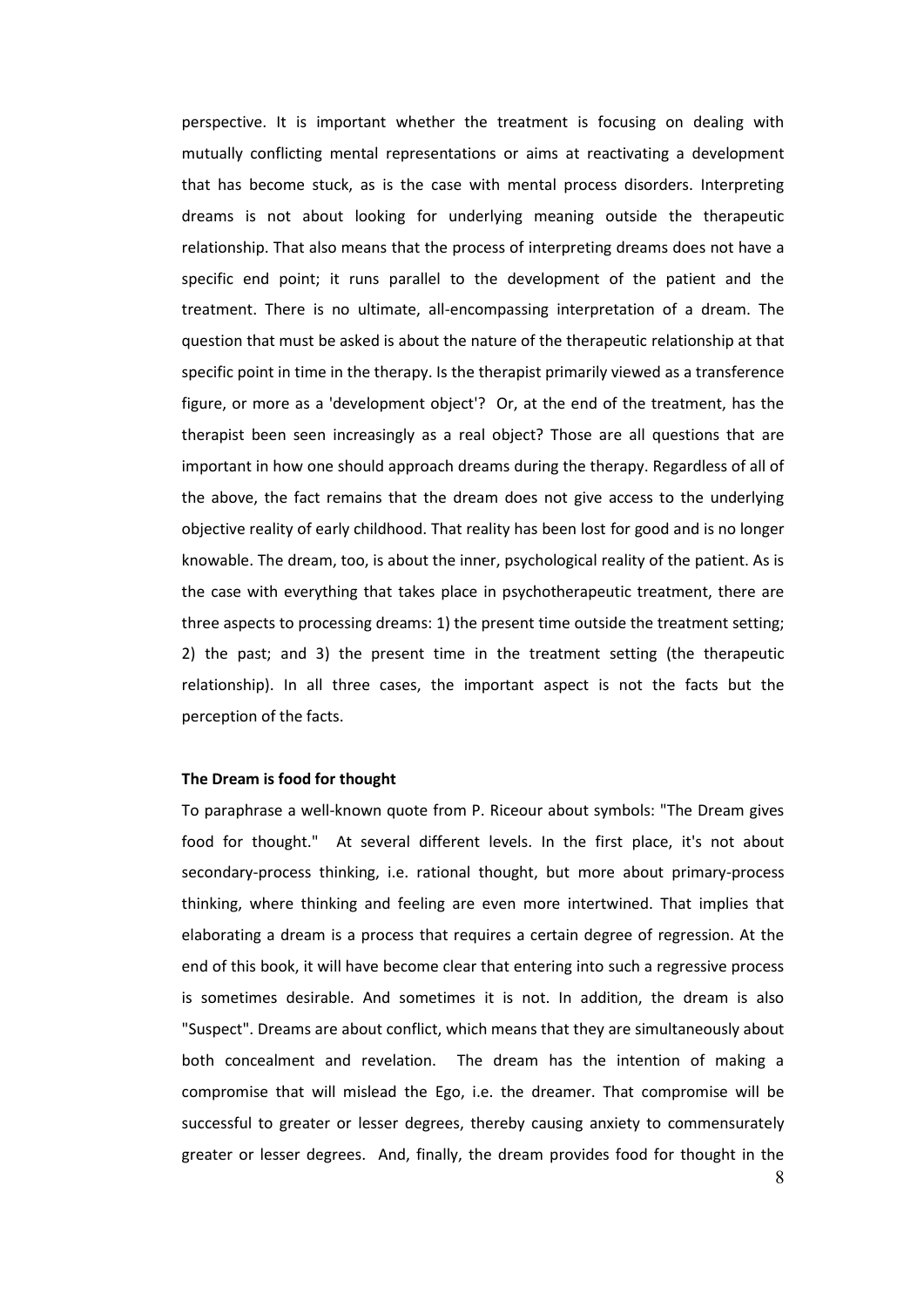perspective. It is important whether the treatment is focusing on dealing with mutually conflicting mental representations or aims at reactivating a development that has become stuck, as is the case with mental process disorders. Interpreting dreams is not about looking for underlying meaning outside the therapeutic relationship. That also means that the process of interpreting dreams does not have a specific end point; it runs parallel to the development of the patient and the treatment. There is no ultimate, all-encompassing interpretation of a dream. The question that must be asked is about the nature of the therapeutic relationship at that specific point in time in the therapy. Is the therapist primarily viewed as a transference figure, or more as a 'development object'? Or, at the end of the treatment, has the therapist been seen increasingly as a real object? Those are all questions that are important in how one should approach dreams during the therapy. Regardless of all of the above, the fact remains that the dream does not give access to the underlying objective reality of early childhood. That reality has been lost for good and is no longer knowable. The dream, too, is about the inner, psychological reality of the patient. As is the case with everything that takes place in psychotherapeutic treatment, there are three aspects to processing dreams: 1) the present time outside the treatment setting; 2) the past; and 3) the present time in the treatment setting (the therapeutic relationship). In all three cases, the important aspect is not the facts but the perception of the facts.

**The Dream is food for thought**

To paraphrase a well-known quote from P. Riceour about symbols: "The Dream gives food for thought." At several different levels. In the first place, it's not about secondary-process thinking, i.e. rational thought, but more about primary-process thinking, where thinking and feeling are even more intertwined. That implies that elaborating a dream is a process that requires a certain degree of regression. At the end of this book, it will have become clear that entering into such a regressive process is sometimes desirable. And sometimes it is not. In addition, the dream is also "Suspect". Dreams are about conflict, which means that they are simultaneously about both concealment and revelation. The dream has the intention of making a compromise that will mislead the Ego, i.e. the dreamer. That compromise will be successful to greater or lesser degrees, thereby causing anxiety to commensurately greater or lesser degrees. And, finally, the dream provides food for thought in the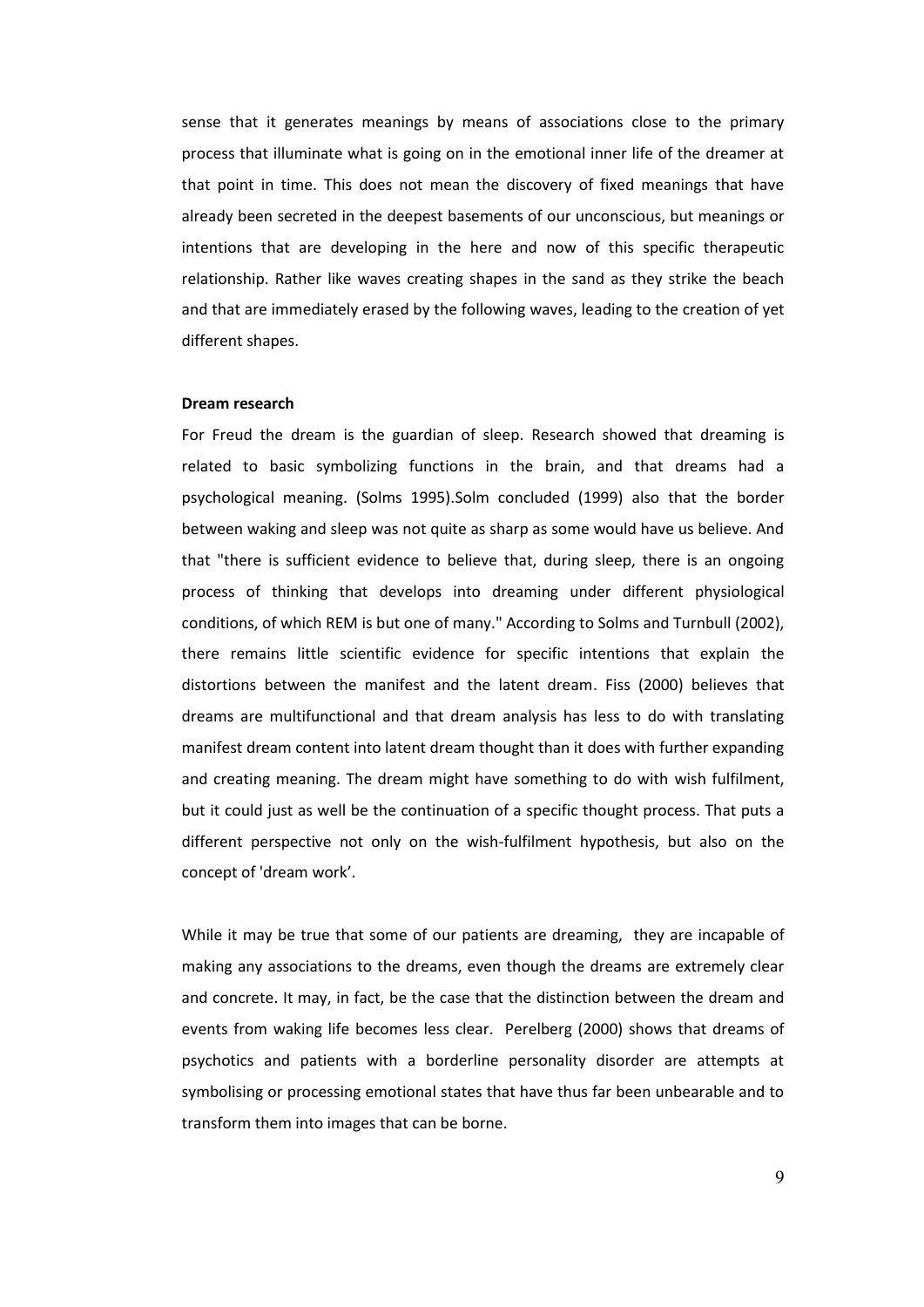sense that it generates meanings by means of associations close to the primary process that illuminate what is going on in the emotional inner life of the dreamer at that point in time. This does not mean the discovery of fixed meanings that have already been secreted in the deepest basements of our unconscious, but meanings or intentions that are developing in the here and now of this specific therapeutic relationship. Rather like waves creating shapes in the sand as they strike the beach and that are immediately erased by the following waves, leading to the creation of yet different shapes.

**Dream research**

For Freud the dream is the guardian of sleep. Research showed that dreaming is related to basic symbolizing functions in the brain, and that dreams had a psychological meaning. (Solms 1995).Solm concluded (1999) also that the border between waking and sleep was not quite as sharp as some would have us believe. And that "there is sufficient evidence to believe that, during sleep, there is an ongoing process of thinking that develops into dreaming under different physiological conditions, of which REM is but one of many." According to Solms and Turnbull (2002), there remains little scientific evidence for specific intentions that explain the distortions between the manifest and the latent dream. Fiss (2000) believes that dreams are multifunctional and that dream analysis has less to do with translating manifest dream content into latent dream thought than it does with further expanding and creating meaning. The dream might have something to do with wish fulfilment, but it could just as well be the continuation of a specific thought process. That puts a different perspective not only on the wish-fulfilment hypothesis, but also on the concept of 'dream work'.

While it may be true that some of our patients are dreaming, they are incapable of making any associations to the dreams, even though the dreams are extremely clear and concrete. It may, in fact, be the case that the distinction between the dream and events from waking life becomes less clear. Perelberg (2000) shows that dreams of psychotics and patients with a borderline personality disorder are attempts at symbolising or processing emotional states that have thus far been unbearable and to transform them into images that can be borne.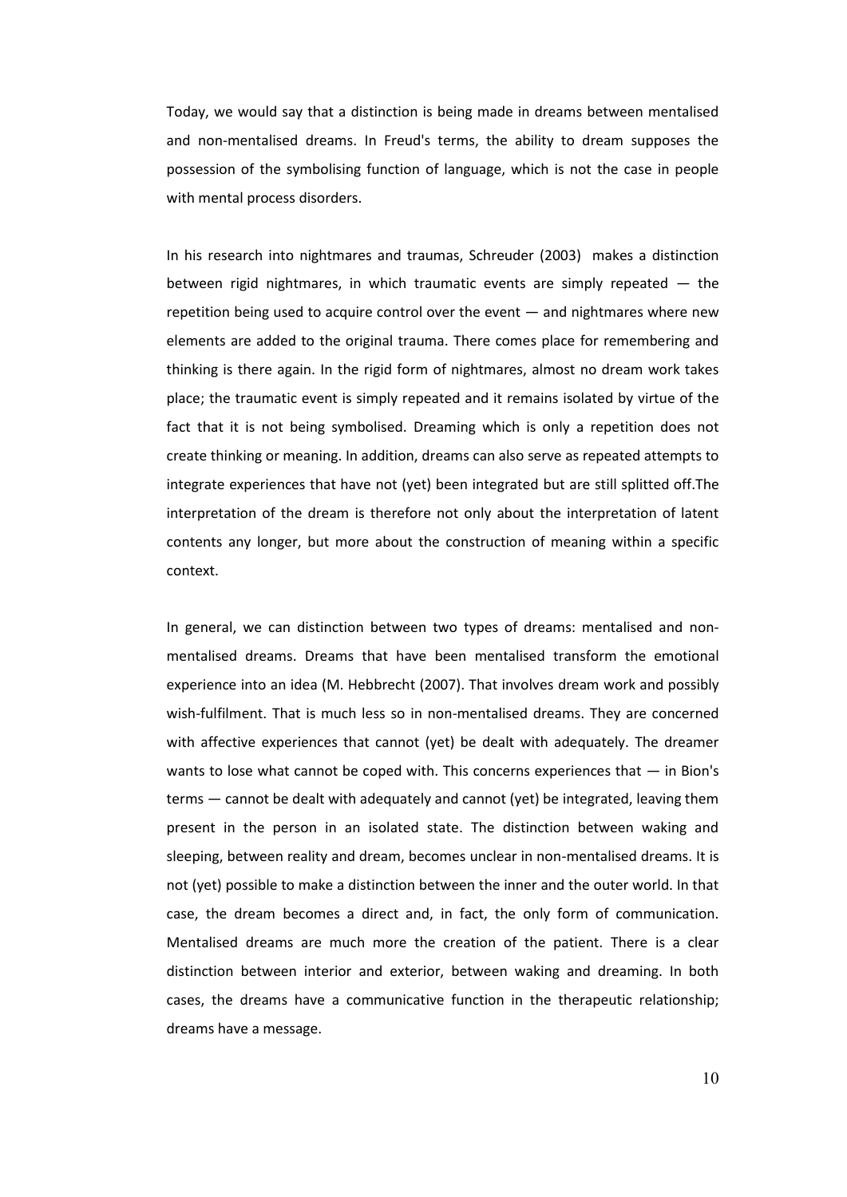Today, we would say that a distinction is being made in dreams between mentalised and non-mentalised dreams. In Freud's terms, the ability to dream supposes the possession of the symbolising function of language, which is not the case in people with mental process disorders.

In his research into nightmares and traumas, Schreuder (2003) makes a distinction between rigid nightmares, in which traumatic events are simply repeated — the repetition being used to acquire control over the event — and nightmares where new elements are added to the original trauma. There comes place for remembering and thinking is there again. In the rigid form of nightmares, almost no dream work takes place; the traumatic event is simply repeated and it remains isolated by virtue of the fact that it is not being symbolised. Dreaming which is only a repetition does not create thinking or meaning. In addition, dreams can also serve as repeated attempts to integrate experiences that have not (yet) been integrated but are still splitted off.The interpretation of the dream is therefore not only about the interpretation of latent contents any longer, but more about the construction of meaning within a specific context.

In general, we can distinction between two types of dreams: mentalised and non-mentalised dreams. Dreams that have been mentalised transform the emotional experience into an idea (M. Hebbrecht (2007). That involves dream work and possibly wish-fulfilment. That is much less so in non-mentalised dreams. They are concerned with affective experiences that cannot (yet) be dealt with adequately. The dreamer wants to lose what cannot be coped with. This concerns experiences that — in Bion's terms — cannot be dealt with adequately and cannot (yet) be integrated, leaving them present in the person in an isolated state. The distinction between waking and sleeping, between reality and dream, becomes unclear in non-mentalised dreams. It is not (yet) possible to make a distinction between the inner and the outer world. In that case, the dream becomes a direct and, in fact, the only form of communication. Mentalised dreams are much more the creation of the patient. There is a clear distinction between interior and exterior, between waking and dreaming. In both cases, the dreams have a communicative function in the therapeutic relationship; dreams have a message.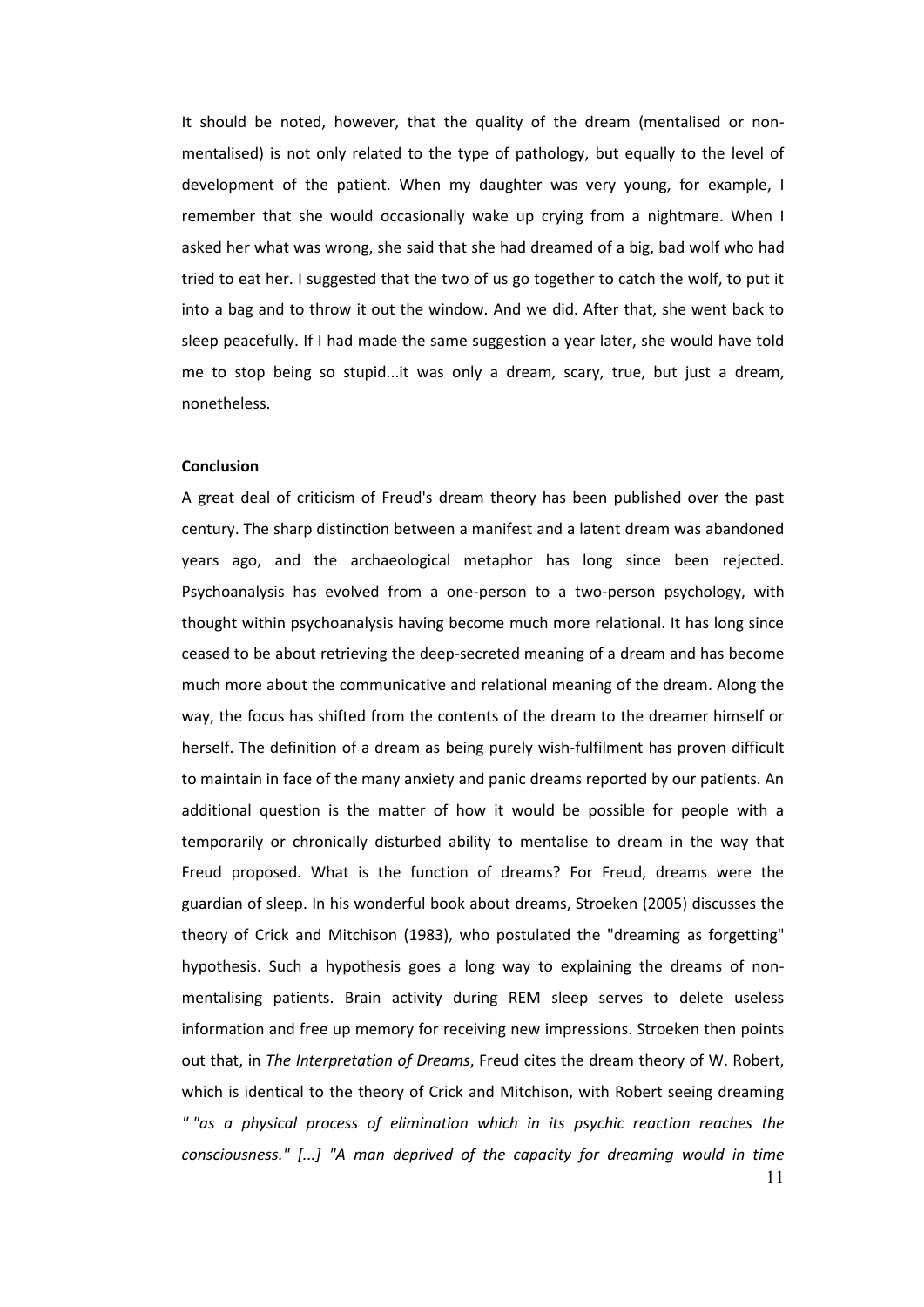It should be noted, however, that the quality of the dream (mentalised or non-mentalised) is not only related to the type of pathology, but equally to the level of development of the patient. When my daughter was very young, for example, I remember that she would occasionally wake up crying from a nightmare. When I asked her what was wrong, she said that she had dreamed of a big, bad wolf who had tried to eat her. I suggested that the two of us go together to catch the wolf, to put it into a bag and to throw it out the window. And we did. After that, she went back to sleep peacefully. If I had made the same suggestion a year later, she would have told me to stop being so stupid...it was only a dream, scary, true, but just a dream, nonetheless.

**Conclusion**

A great deal of criticism of Freud's dream theory has been published over the past century. The sharp distinction between a manifest and a latent dream was abandoned years ago, and the archaeological metaphor has long since been rejected. Psychoanalysis has evolved from a one-person to a two-person psychology, with thought within psychoanalysis having become much more relational. It has long since ceased to be about retrieving the deep-secreted meaning of a dream and has become much more about the communicative and relational meaning of the dream. Along the way, the focus has shifted from the contents of the dream to the dreamer himself or herself. The definition of a dream as being purely wish-fulfilment has proven difficult to maintain in face of the many anxiety and panic dreams reported by our patients. An additional question is the matter of how it would be possible for people with a temporarily or chronically disturbed ability to mentalise to dream in the way that Freud proposed. What is the function of dreams? For Freud, dreams were the guardian of sleep. In his wonderful book about dreams, Stroeken (2005) discusses the theory of Crick and Mitchison (1983), who postulated the "dreaming as forgetting" hypothesis. Such a hypothesis goes a long way to explaining the dreams of non-mentalising patients. Brain activity during REM sleep serves to delete useless information and free up memory for receiving new impressions. Stroeken then points out that, in *The Interpretation of Dreams*, Freud cites the dream theory of W. Robert, which is identical to the theory of Crick and Mitchison, with Robert seeing dreaming *" "as a physical process of elimination which in its psychic reaction reaches the consciousness." [...] "A man deprived of the capacity for dreaming would in time*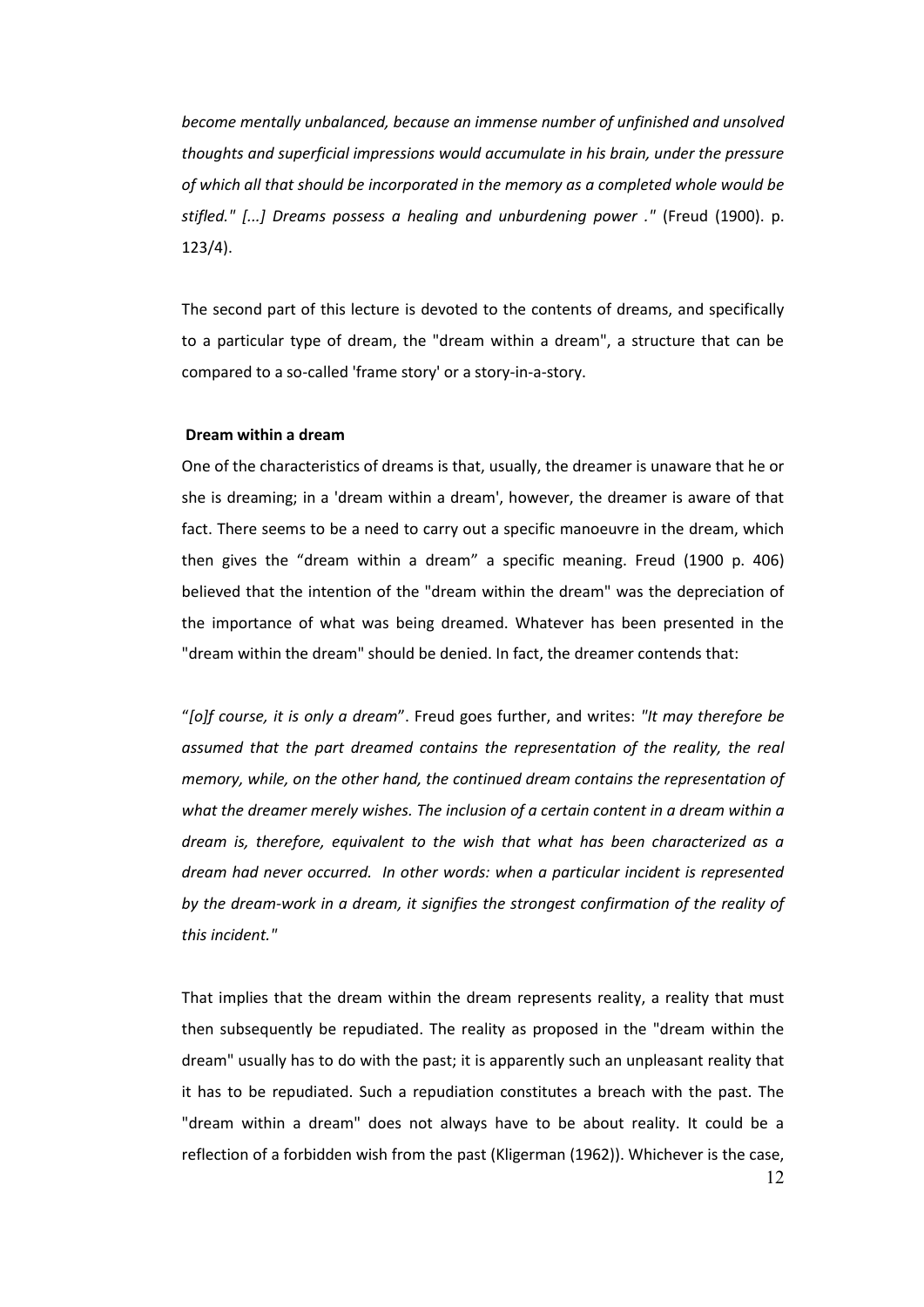*become mentally unbalanced, because an immense number of unfinished and unsolved thoughts and superficial impressions would accumulate in his brain, under the pressure of which all that should be incorporated in the memory as a completed whole would be stifled." [...] Dreams possess a healing and unburdening power ."* (Freud (1900). p. 123/4).

The second part of this lecture is devoted to the contents of dreams, and specifically to a particular type of dream, the "dream within a dream", a structure that can be compared to a so-called 'frame story' or a story-in-a-story.

**Dream within a dream**

One of the characteristics of dreams is that, usually, the dreamer is unaware that he or she is dreaming; in a 'dream within a dream', however, the dreamer is aware of that fact. There seems to be a need to carry out a specific manoeuvre in the dream, which then gives the "dream within a dream" a specific meaning. Freud (1900 p. 406) believed that the intention of the "dream within the dream" was the depreciation of the importance of what was being dreamed. Whatever has been presented in the "dream within the dream" should be denied. In fact, the dreamer contends that:

"*[o]f course, it is only a dream*". Freud goes further, and writes: *"It may therefore be assumed that the part dreamed contains the representation of the reality, the real memory, while, on the other hand, the continued dream contains the representation of what the dreamer merely wishes. The inclusion of a certain content in a dream within a dream is, therefore, equivalent to the wish that what has been characterized as a dream had never occurred. In other words: when a particular incident is represented by the dream-work in a dream, it signifies the strongest confirmation of the reality of this incident."*

That implies that the dream within the dream represents reality, a reality that must then subsequently be repudiated. The reality as proposed in the "dream within the dream" usually has to do with the past; it is apparently such an unpleasant reality that it has to be repudiated. Such a repudiation constitutes a breach with the past. The "dream within a dream" does not always have to be about reality. It could be a reflection of a forbidden wish from the past (Kligerman (1962)). Whichever is the case,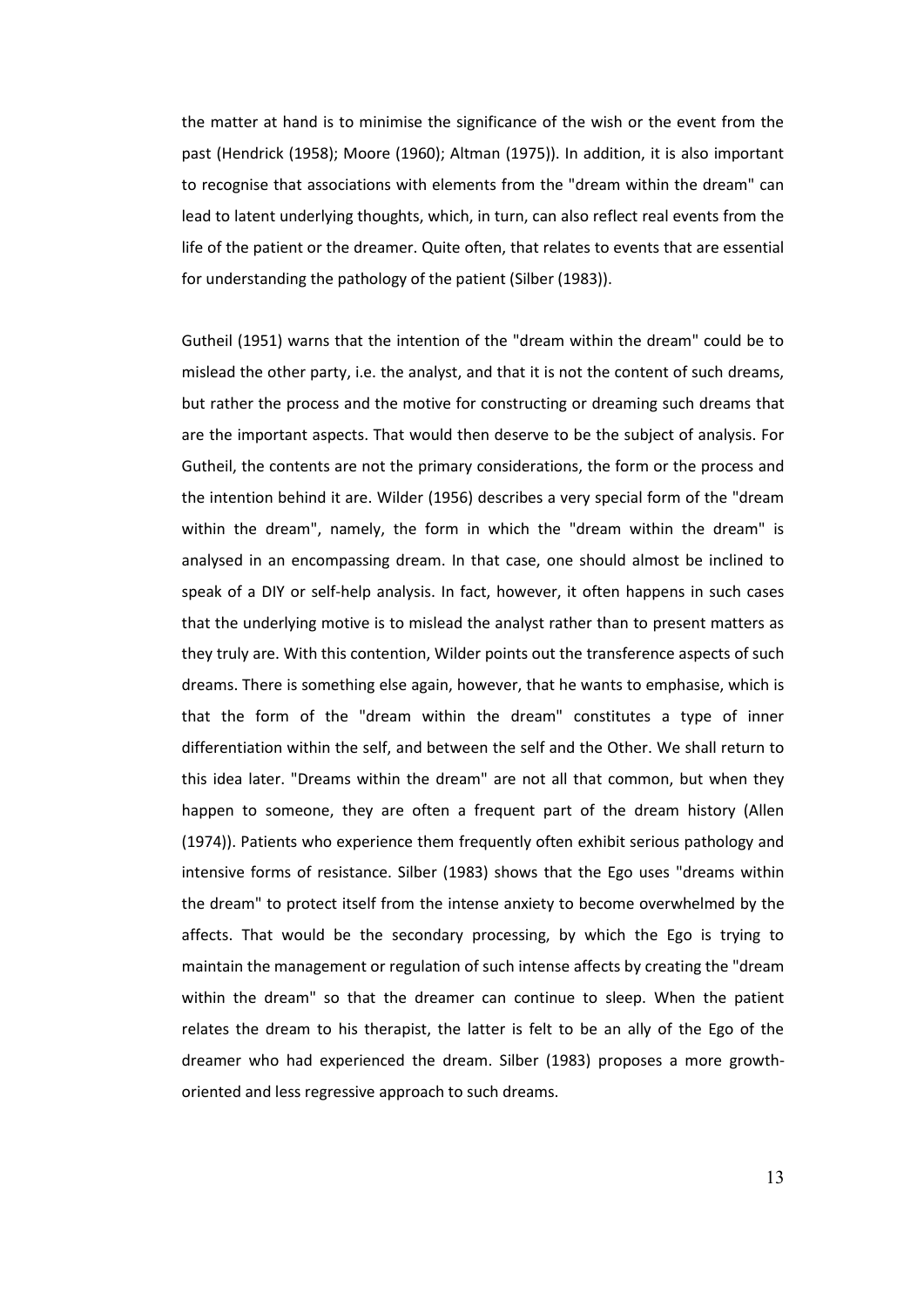the matter at hand is to minimise the significance of the wish or the event from the past (Hendrick (1958); Moore (1960); Altman (1975)). In addition, it is also important to recognise that associations with elements from the "dream within the dream" can lead to latent underlying thoughts, which, in turn, can also reflect real events from the life of the patient or the dreamer. Quite often, that relates to events that are essential for understanding the pathology of the patient (Silber (1983)).

Gutheil (1951) warns that the intention of the "dream within the dream" could be to mislead the other party, i.e. the analyst, and that it is not the content of such dreams, but rather the process and the motive for constructing or dreaming such dreams that are the important aspects. That would then deserve to be the subject of analysis. For Gutheil, the contents are not the primary considerations, the form or the process and the intention behind it are. Wilder (1956) describes a very special form of the "dream within the dream", namely, the form in which the "dream within the dream" is analysed in an encompassing dream. In that case, one should almost be inclined to speak of a DIY or self-help analysis. In fact, however, it often happens in such cases that the underlying motive is to mislead the analyst rather than to present matters as they truly are. With this contention, Wilder points out the transference aspects of such dreams. There is something else again, however, that he wants to emphasise, which is that the form of the "dream within the dream" constitutes a type of inner differentiation within the self, and between the self and the Other. We shall return to this idea later. "Dreams within the dream" are not all that common, but when they happen to someone, they are often a frequent part of the dream history (Allen (1974)). Patients who experience them frequently often exhibit serious pathology and intensive forms of resistance. Silber (1983) shows that the Ego uses "dreams within the dream" to protect itself from the intense anxiety to become overwhelmed by the affects. That would be the secondary processing, by which the Ego is trying to maintain the management or regulation of such intense affects by creating the "dream within the dream" so that the dreamer can continue to sleep. When the patient relates the dream to his therapist, the latter is felt to be an ally of the Ego of the dreamer who had experienced the dream. Silber (1983) proposes a more growth-oriented and less regressive approach to such dreams.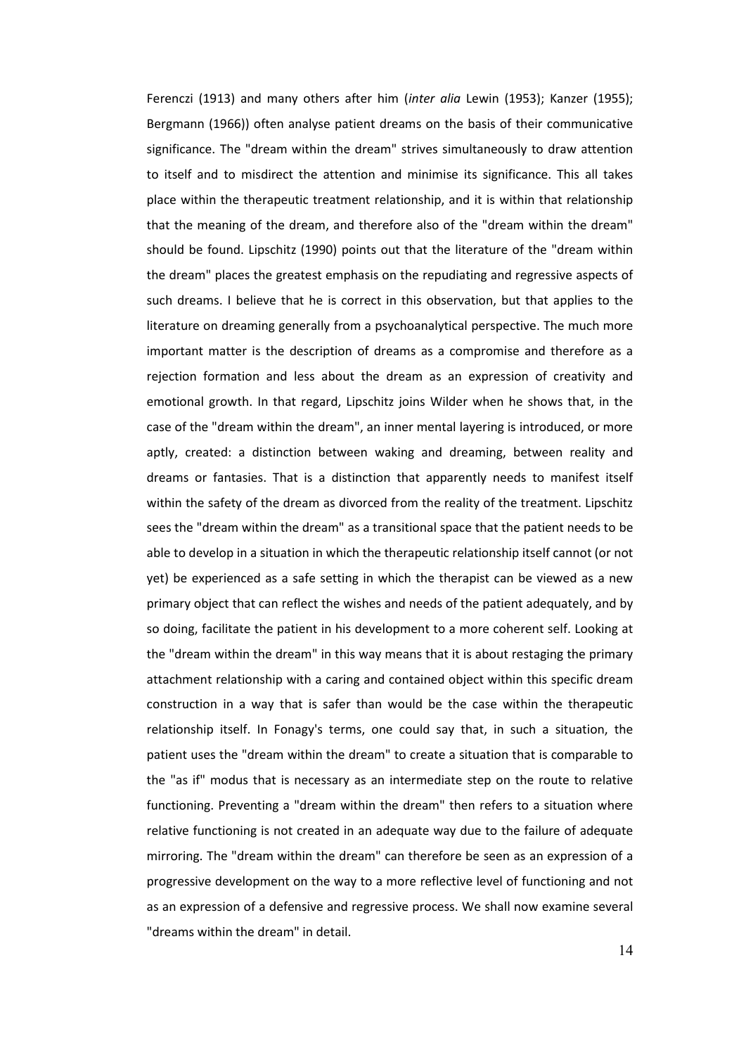Ferenczi (1913) and many others after him (*inter alia* Lewin (1953); Kanzer (1955); Bergmann (1966)) often analyse patient dreams on the basis of their communicative significance. The "dream within the dream" strives simultaneously to draw attention to itself and to misdirect the attention and minimise its significance. This all takes place within the therapeutic treatment relationship, and it is within that relationship that the meaning of the dream, and therefore also of the "dream within the dream" should be found. Lipschitz (1990) points out that the literature of the "dream within the dream" places the greatest emphasis on the repudiating and regressive aspects of such dreams. I believe that he is correct in this observation, but that applies to the literature on dreaming generally from a psychoanalytical perspective. The much more important matter is the description of dreams as a compromise and therefore as a rejection formation and less about the dream as an expression of creativity and emotional growth. In that regard, Lipschitz joins Wilder when he shows that, in the case of the "dream within the dream", an inner mental layering is introduced, or more aptly, created: a distinction between waking and dreaming, between reality and dreams or fantasies. That is a distinction that apparently needs to manifest itself within the safety of the dream as divorced from the reality of the treatment. Lipschitz sees the "dream within the dream" as a transitional space that the patient needs to be able to develop in a situation in which the therapeutic relationship itself cannot (or not yet) be experienced as a safe setting in which the therapist can be viewed as a new primary object that can reflect the wishes and needs of the patient adequately, and by so doing, facilitate the patient in his development to a more coherent self. Looking at the "dream within the dream" in this way means that it is about restaging the primary attachment relationship with a caring and contained object within this specific dream construction in a way that is safer than would be the case within the therapeutic relationship itself. In Fonagy's terms, one could say that, in such a situation, the patient uses the "dream within the dream" to create a situation that is comparable to the "as if" modus that is necessary as an intermediate step on the route to relative functioning. Preventing a "dream within the dream" then refers to a situation where relative functioning is not created in an adequate way due to the failure of adequate mirroring. The "dream within the dream" can therefore be seen as an expression of a progressive development on the way to a more reflective level of functioning and not as an expression of a defensive and regressive process. We shall now examine several "dreams within the dream" in detail.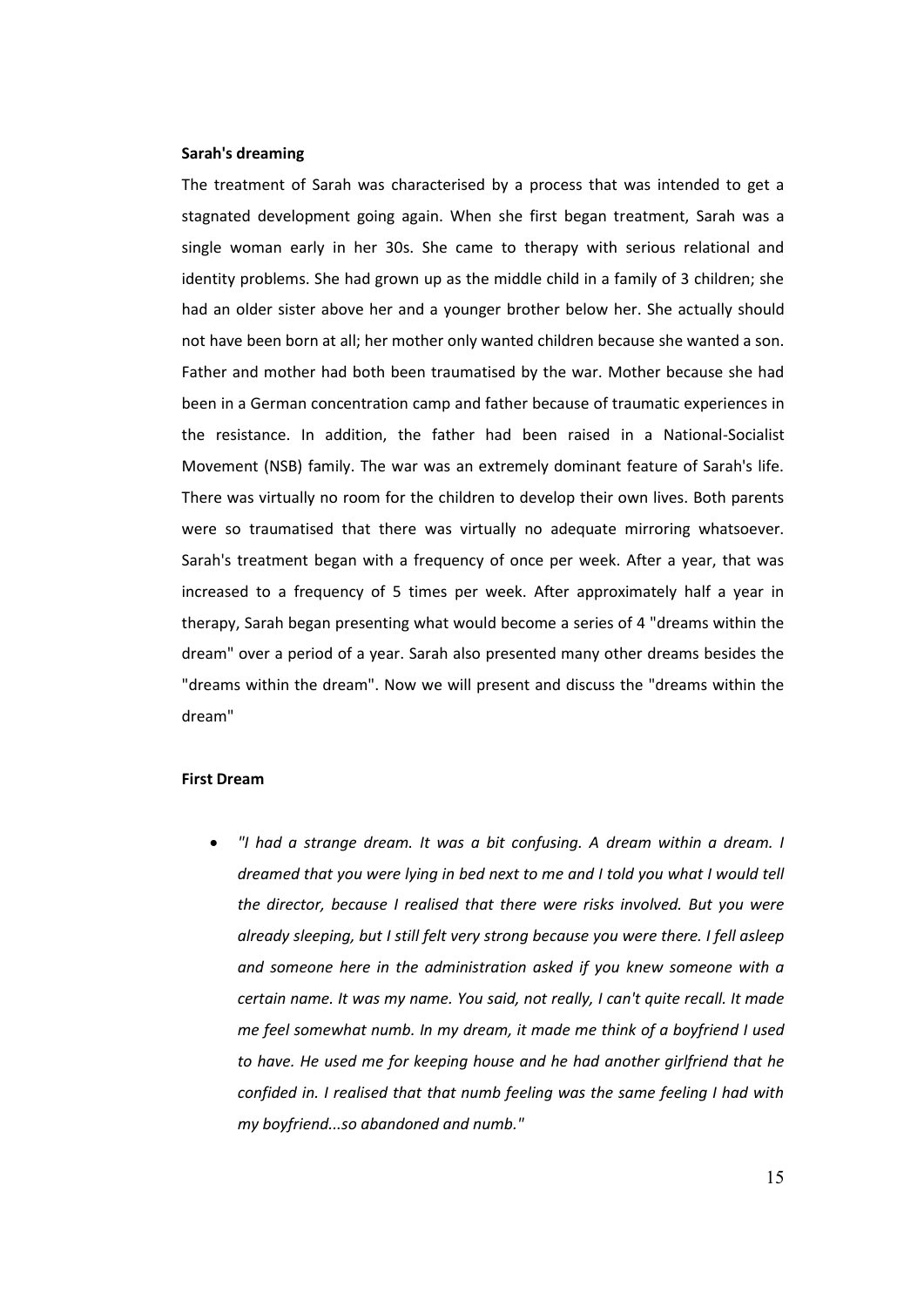**Sarah's dreaming**

The treatment of Sarah was characterised by a process that was intended to get a stagnated development going again. When she first began treatment, Sarah was a single woman early in her 30s. She came to therapy with serious relational and identity problems. She had grown up as the middle child in a family of 3 children; she had an older sister above her and a younger brother below her. She actually should not have been born at all; her mother only wanted children because she wanted a son. Father and mother had both been traumatised by the war. Mother because she had been in a German concentration camp and father because of traumatic experiences in the resistance. In addition, the father had been raised in a National-Socialist Movement (NSB) family. The war was an extremely dominant feature of Sarah's life. There was virtually no room for the children to develop their own lives. Both parents were so traumatised that there was virtually no adequate mirroring whatsoever. Sarah's treatment began with a frequency of once per week. After a year, that was increased to a frequency of 5 times per week. After approximately half a year in therapy, Sarah began presenting what would become a series of 4 "dreams within the dream" over a period of a year. Sarah also presented many other dreams besides the "dreams within the dream". Now we will present and discuss the "dreams within the dream"

**First Dream**

- *"I had a strange dream. It was a bit confusing. A dream within a dream. I dreamed that you were lying in bed next to me and I told you what I would tell the director, because I realised that there were risks involved. But you were already sleeping, but I still felt very strong because you were there. I fell asleep and someone here in the administration asked if you knew someone with a certain name. It was my name. You said, not really, I can't quite recall. It made me feel somewhat numb. In my dream, it made me think of a boyfriend I used to have. He used me for keeping house and he had another girlfriend that he confided in. I realised that that numb feeling was the same feeling I had with my boyfriend...so abandoned and numb."*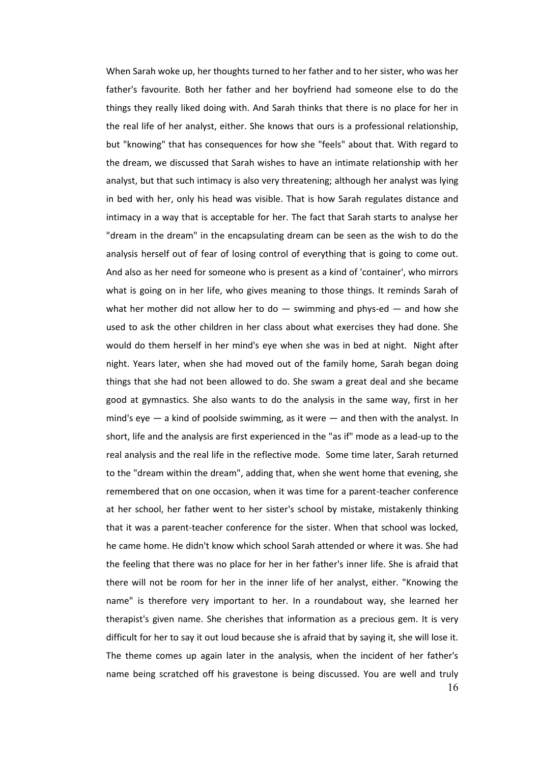When Sarah woke up, her thoughts turned to her father and to her sister, who was her father's favourite. Both her father and her boyfriend had someone else to do the things they really liked doing with. And Sarah thinks that there is no place for her in the real life of her analyst, either. She knows that ours is a professional relationship, but "knowing" that has consequences for how she "feels" about that. With regard to the dream, we discussed that Sarah wishes to have an intimate relationship with her analyst, but that such intimacy is also very threatening; although her analyst was lying in bed with her, only his head was visible. That is how Sarah regulates distance and intimacy in a way that is acceptable for her. The fact that Sarah starts to analyse her "dream in the dream" in the encapsulating dream can be seen as the wish to do the analysis herself out of fear of losing control of everything that is going to come out. And also as her need for someone who is present as a kind of 'container', who mirrors what is going on in her life, who gives meaning to those things. It reminds Sarah of what her mother did not allow her to do — swimming and phys-ed — and how she used to ask the other children in her class about what exercises they had done. She would do them herself in her mind's eye when she was in bed at night. Night after night. Years later, when she had moved out of the family home, Sarah began doing things that she had not been allowed to do. She swam a great deal and she became good at gymnastics. She also wants to do the analysis in the same way, first in her mind's eye — a kind of poolside swimming, as it were — and then with the analyst. In short, life and the analysis are first experienced in the "as if" mode as a lead-up to the real analysis and the real life in the reflective mode. Some time later, Sarah returned to the "dream within the dream", adding that, when she went home that evening, she remembered that on one occasion, when it was time for a parent-teacher conference at her school, her father went to her sister's school by mistake, mistakenly thinking that it was a parent-teacher conference for the sister. When that school was locked, he came home. He didn't know which school Sarah attended or where it was. She had the feeling that there was no place for her in her father's inner life. She is afraid that there will not be room for her in the inner life of her analyst, either. "Knowing the name" is therefore very important to her. In a roundabout way, she learned her therapist's given name. She cherishes that information as a precious gem. It is very difficult for her to say it out loud because she is afraid that by saying it, she will lose it. The theme comes up again later in the analysis, when the incident of her father's name being scratched off his gravestone is being discussed. You are well and truly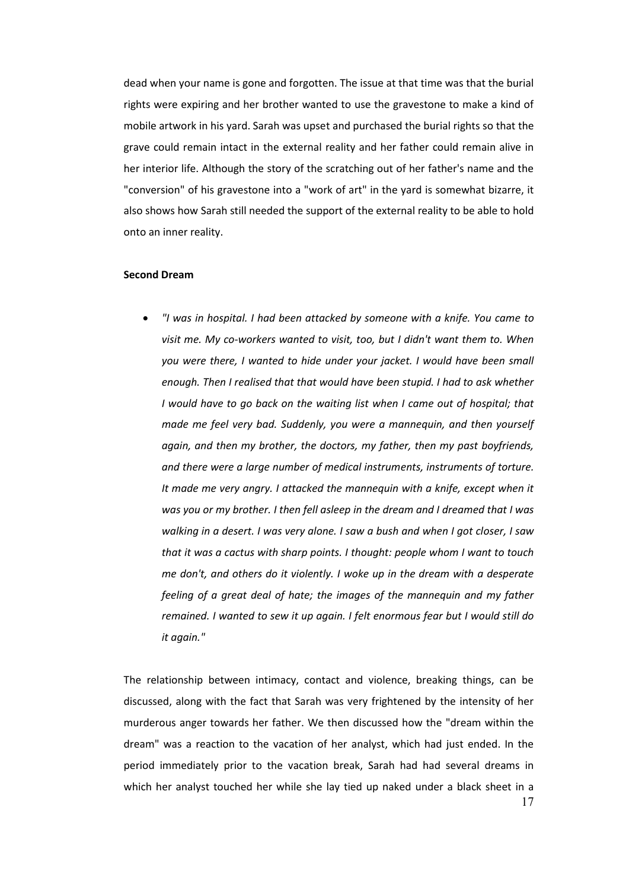dead when your name is gone and forgotten. The issue at that time was that the burial rights were expiring and her brother wanted to use the gravestone to make a kind of mobile artwork in his yard. Sarah was upset and purchased the burial rights so that the grave could remain intact in the external reality and her father could remain alive in her interior life. Although the story of the scratching out of her father's name and the "conversion" of his gravestone into a "work of art" in the yard is somewhat bizarre, it also shows how Sarah still needed the support of the external reality to be able to hold onto an inner reality.

**Second Dream**

- *"I was in hospital. I had been attacked by someone with a knife. You came to visit me. My co-workers wanted to visit, too, but I didn't want them to. When you were there, I wanted to hide under your jacket. I would have been small enough. Then I realised that that would have been stupid. I had to ask whether I would have to go back on the waiting list when I came out of hospital; that made me feel very bad. Suddenly, you were a mannequin, and then yourself again, and then my brother, the doctors, my father, then my past boyfriends, and there were a large number of medical instruments, instruments of torture. It made me very angry. I attacked the mannequin with a knife, except when it was you or my brother. I then fell asleep in the dream and I dreamed that I was walking in a desert. I was very alone. I saw a bush and when I got closer, I saw that it was a cactus with sharp points. I thought: people whom I want to touch me don't, and others do it violently. I woke up in the dream with a desperate feeling of a great deal of hate; the images of the mannequin and my father remained. I wanted to sew it up again. I felt enormous fear but I would still do it again."*

The relationship between intimacy, contact and violence, breaking things, can be discussed, along with the fact that Sarah was very frightened by the intensity of her murderous anger towards her father. We then discussed how the "dream within the dream" was a reaction to the vacation of her analyst, which had just ended. In the period immediately prior to the vacation break, Sarah had had several dreams in which her analyst touched her while she lay tied up naked under a black sheet in a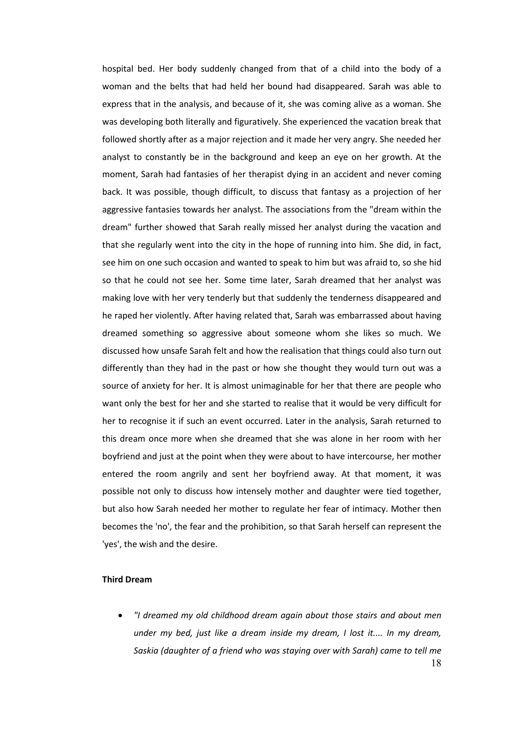hospital bed. Her body suddenly changed from that of a child into the body of a woman and the belts that had held her bound had disappeared. Sarah was able to express that in the analysis, and because of it, she was coming alive as a woman. She was developing both literally and figuratively. She experienced the vacation break that followed shortly after as a major rejection and it made her very angry. She needed her analyst to constantly be in the background and keep an eye on her growth. At the moment, Sarah had fantasies of her therapist dying in an accident and never coming back. It was possible, though difficult, to discuss that fantasy as a projection of her aggressive fantasies towards her analyst. The associations from the "dream within the dream" further showed that Sarah really missed her analyst during the vacation and that she regularly went into the city in the hope of running into him. She did, in fact, see him on one such occasion and wanted to speak to him but was afraid to, so she hid so that he could not see her. Some time later, Sarah dreamed that her analyst was making love with her very tenderly but that suddenly the tenderness disappeared and he raped her violently. After having related that, Sarah was embarrassed about having dreamed something so aggressive about someone whom she likes so much. We discussed how unsafe Sarah felt and how the realisation that things could also turn out differently than they had in the past or how she thought they would turn out was a source of anxiety for her. It is almost unimaginable for her that there are people who want only the best for her and she started to realise that it would be very difficult for her to recognise it if such an event occurred. Later in the analysis, Sarah returned to this dream once more when she dreamed that she was alone in her room with her boyfriend and just at the point when they were about to have intercourse, her mother entered the room angrily and sent her boyfriend away. At that moment, it was possible not only to discuss how intensely mother and daughter were tied together, but also how Sarah needed her mother to regulate her fear of intimacy. Mother then becomes the 'no', the fear and the prohibition, so that Sarah herself can represent the 'yes', the wish and the desire.

**Third Dream**

- *"I dreamed my old childhood dream again about those stairs and about men under my bed, just like a dream inside my dream, I lost it.... In my dream, Saskia (daughter of a friend who was staying over with Sarah) came to tell me*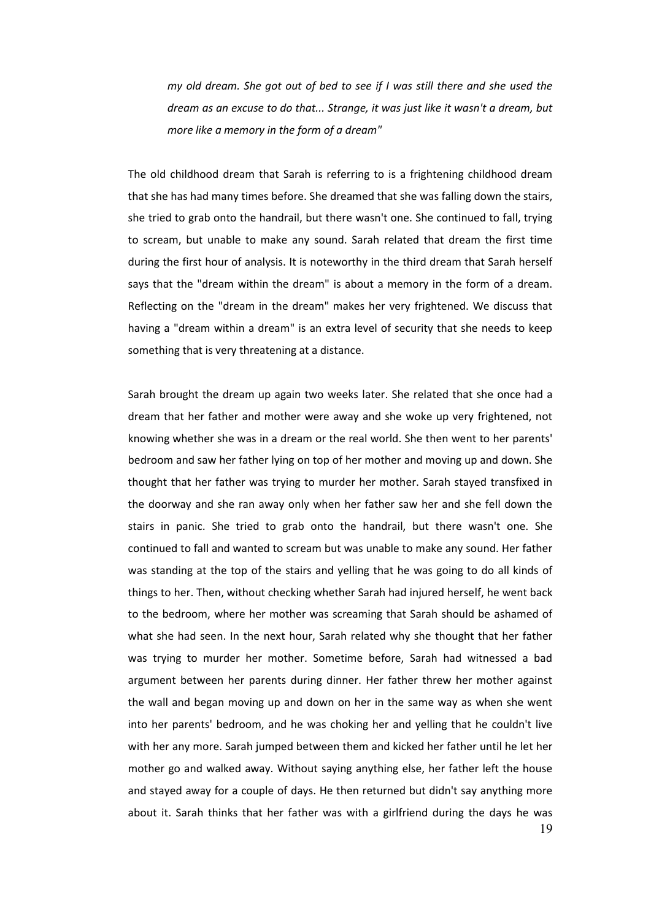*my old dream. She got out of bed to see if I was still there and she used the dream as an excuse to do that... Strange, it was just like it wasn't a dream, but more like a memory in the form of a dream"*

The old childhood dream that Sarah is referring to is a frightening childhood dream that she has had many times before. She dreamed that she was falling down the stairs, she tried to grab onto the handrail, but there wasn't one. She continued to fall, trying to scream, but unable to make any sound. Sarah related that dream the first time during the first hour of analysis. It is noteworthy in the third dream that Sarah herself says that the "dream within the dream" is about a memory in the form of a dream. Reflecting on the "dream in the dream" makes her very frightened. We discuss that having a "dream within a dream" is an extra level of security that she needs to keep something that is very threatening at a distance.

Sarah brought the dream up again two weeks later. She related that she once had a dream that her father and mother were away and she woke up very frightened, not knowing whether she was in a dream or the real world. She then went to her parents' bedroom and saw her father lying on top of her mother and moving up and down. She thought that her father was trying to murder her mother. Sarah stayed transfixed in the doorway and she ran away only when her father saw her and she fell down the stairs in panic. She tried to grab onto the handrail, but there wasn't one. She continued to fall and wanted to scream but was unable to make any sound. Her father was standing at the top of the stairs and yelling that he was going to do all kinds of things to her. Then, without checking whether Sarah had injured herself, he went back to the bedroom, where her mother was screaming that Sarah should be ashamed of what she had seen. In the next hour, Sarah related why she thought that her father was trying to murder her mother. Sometime before, Sarah had witnessed a bad argument between her parents during dinner. Her father threw her mother against the wall and began moving up and down on her in the same way as when she went into her parents' bedroom, and he was choking her and yelling that he couldn't live with her any more. Sarah jumped between them and kicked her father until he let her mother go and walked away. Without saying anything else, her father left the house and stayed away for a couple of days. He then returned but didn't say anything more about it. Sarah thinks that her father was with a girlfriend during the days he was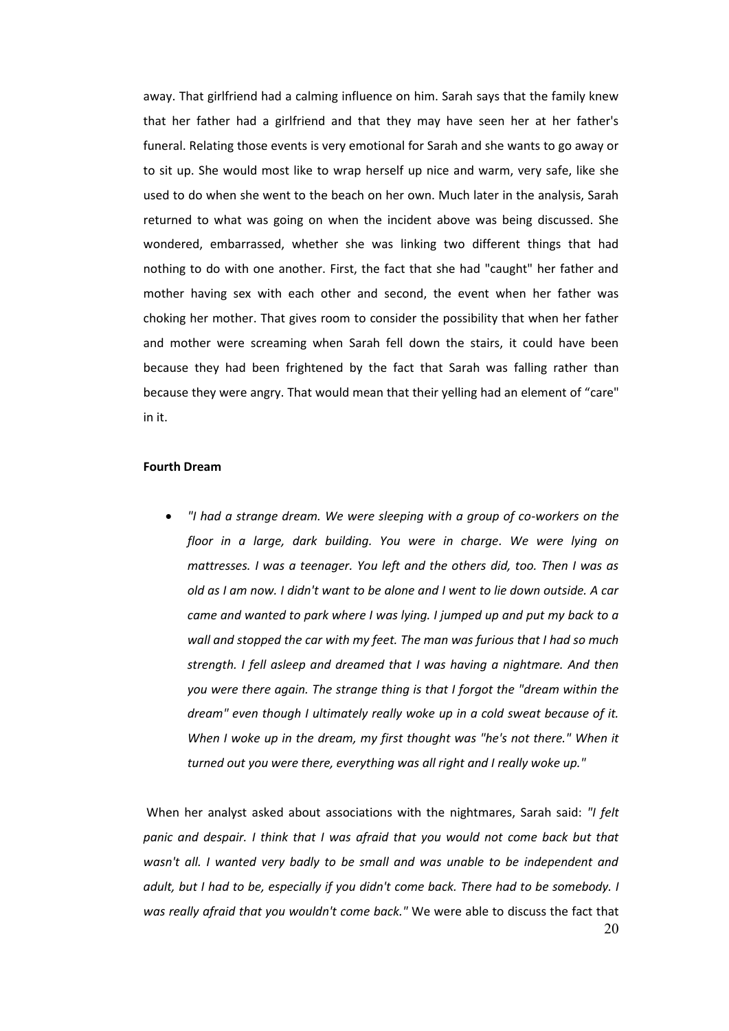away. That girlfriend had a calming influence on him. Sarah says that the family knew that her father had a girlfriend and that they may have seen her at her father's funeral. Relating those events is very emotional for Sarah and she wants to go away or to sit up. She would most like to wrap herself up nice and warm, very safe, like she used to do when she went to the beach on her own. Much later in the analysis, Sarah returned to what was going on when the incident above was being discussed. She wondered, embarrassed, whether she was linking two different things that had nothing to do with one another. First, the fact that she had "caught" her father and mother having sex with each other and second, the event when her father was choking her mother. That gives room to consider the possibility that when her father and mother were screaming when Sarah fell down the stairs, it could have been because they had been frightened by the fact that Sarah was falling rather than because they were angry. That would mean that their yelling had an element of "care" in it.

**Fourth Dream**

- ***"I had a strange dream. We were sleeping with a group of co-workers on the floor in a large, dark building. You were in charge. We were lying on mattresses. I was a teenager. You left and the others did, too. Then I was as old as I am now. I didn't want to be alone and I went to lie down outside. A car came and wanted to park where I was lying. I jumped up and put my back to a wall and stopped the car with my feet. The man was furious that I had so much strength. I fell asleep and dreamed that I was having a nightmare. And then you were there again. The strange thing is that I forgot the "dream within the dream" even though I ultimately really woke up in a cold sweat because of it. When I woke up in the dream, my first thought was "he's not there." When it turned out you were there, everything was all right and I really woke up."***

When her analyst asked about associations with the nightmares, Sarah said: *"I felt panic and despair. I think that I was afraid that you would not come back but that wasn't all. I wanted very badly to be small and was unable to be independent and adult, but I had to be, especially if you didn't come back. There had to be somebody. I was really afraid that you wouldn't come back."* We were able to discuss the fact that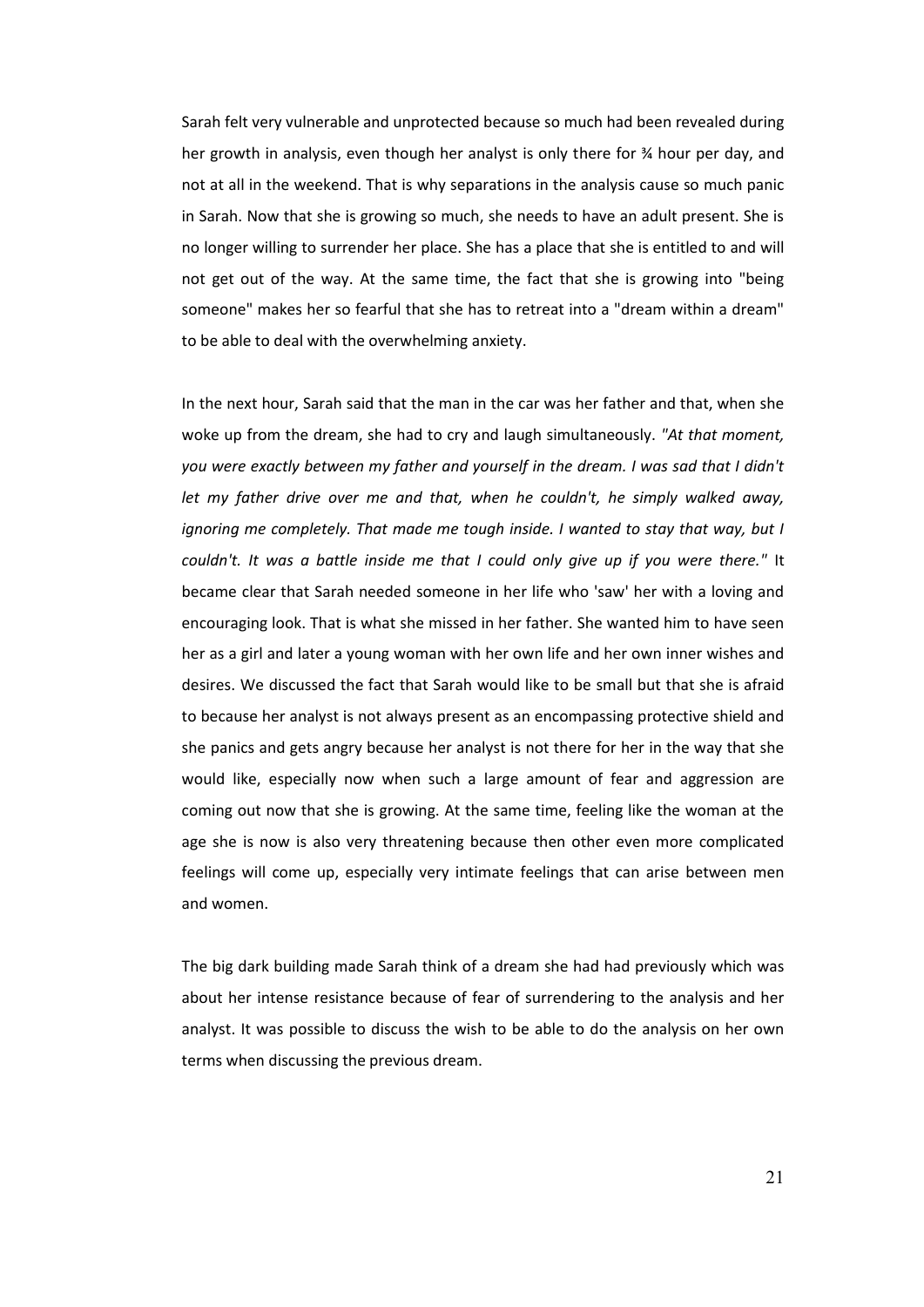Sarah felt very vulnerable and unprotected because so much had been revealed during her growth in analysis, even though her analyst is only there for ¾ hour per day, and not at all in the weekend. That is why separations in the analysis cause so much panic in Sarah. Now that she is growing so much, she needs to have an adult present. She is no longer willing to surrender her place. She has a place that she is entitled to and will not get out of the way. At the same time, the fact that she is growing into "being someone" makes her so fearful that she has to retreat into a "dream within a dream" to be able to deal with the overwhelming anxiety.

In the next hour, Sarah said that the man in the car was her father and that, when she woke up from the dream, she had to cry and laugh simultaneously. *"At that moment, you were exactly between my father and yourself in the dream. I was sad that I didn't let my father drive over me and that, when he couldn't, he simply walked away, ignoring me completely. That made me tough inside. I wanted to stay that way, but I couldn't. It was a battle inside me that I could only give up if you were there."* It became clear that Sarah needed someone in her life who 'saw' her with a loving and encouraging look. That is what she missed in her father. She wanted him to have seen her as a girl and later a young woman with her own life and her own inner wishes and desires. We discussed the fact that Sarah would like to be small but that she is afraid to because her analyst is not always present as an encompassing protective shield and she panics and gets angry because her analyst is not there for her in the way that she would like, especially now when such a large amount of fear and aggression are coming out now that she is growing. At the same time, feeling like the woman at the age she is now is also very threatening because then other even more complicated feelings will come up, especially very intimate feelings that can arise between men and women.

The big dark building made Sarah think of a dream she had had previously which was about her intense resistance because of fear of surrendering to the analysis and her analyst. It was possible to discuss the wish to be able to do the analysis on her own terms when discussing the previous dream.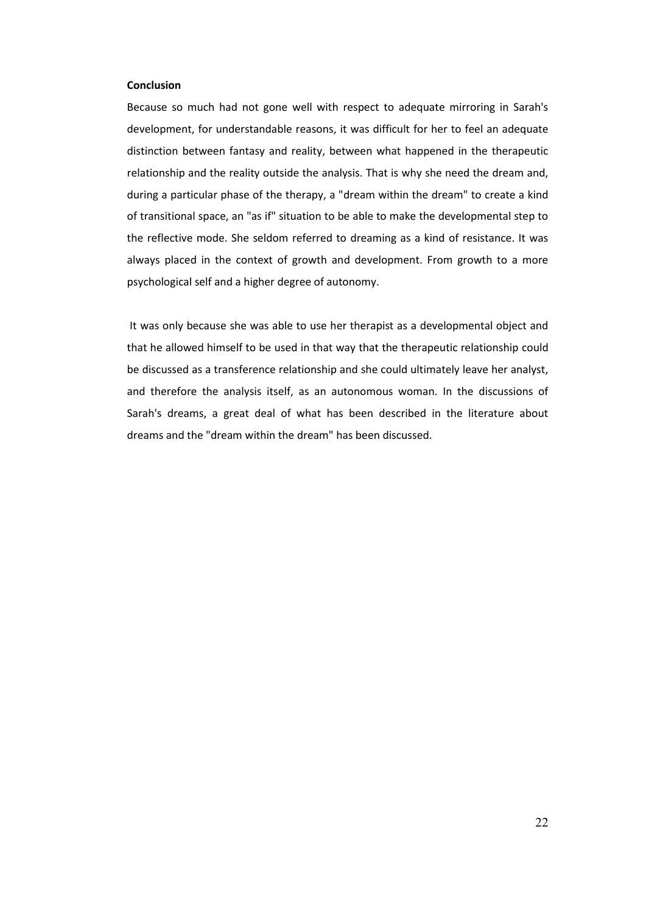**Conclusion**

Because so much had not gone well with respect to adequate mirroring in Sarah's development, for understandable reasons, it was difficult for her to feel an adequate distinction between fantasy and reality, between what happened in the therapeutic relationship and the reality outside the analysis. That is why she need the dream and, during a particular phase of the therapy, a "dream within the dream" to create a kind of transitional space, an "as if" situation to be able to make the developmental step to the reflective mode. She seldom referred to dreaming as a kind of resistance. It was always placed in the context of growth and development. From growth to a more psychological self and a higher degree of autonomy.

It was only because she was able to use her therapist as a developmental object and that he allowed himself to be used in that way that the therapeutic relationship could be discussed as a transference relationship and she could ultimately leave her analyst, and therefore the analysis itself, as an autonomous woman. In the discussions of Sarah's dreams, a great deal of what has been described in the literature about dreams and the "dream within the dream" has been discussed.